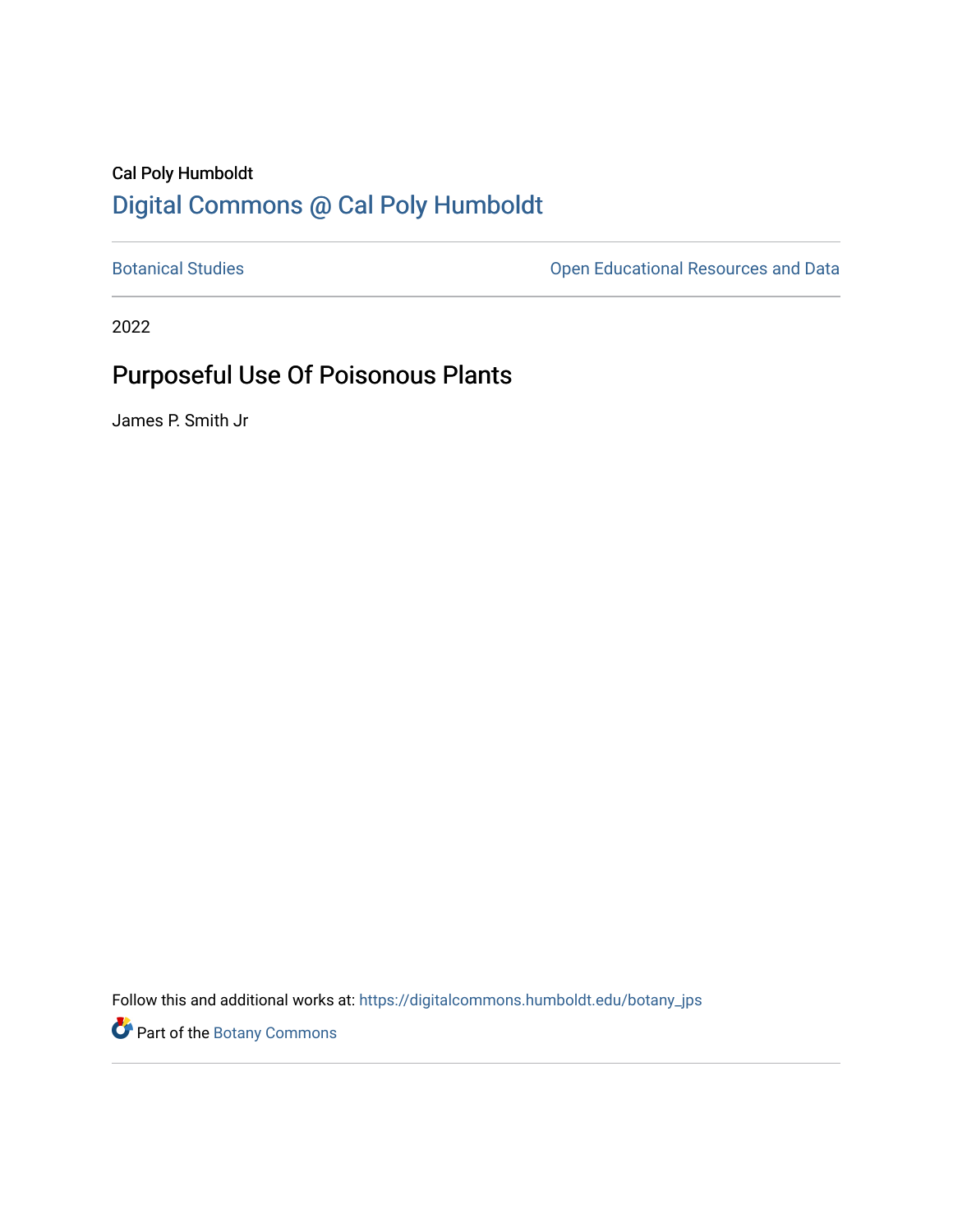Cal Poly Humboldt

Digital Commons @ Cal Poly Humboldt

Botanical Studies | Open Educational Resources and Data

2022

# Purposeful Use Of Poisonous Plants

James P. Smith Jr

Follow this and additional works at: https://digitalcommons.humboldt.edu/botany_jps

Part of the Botany Commons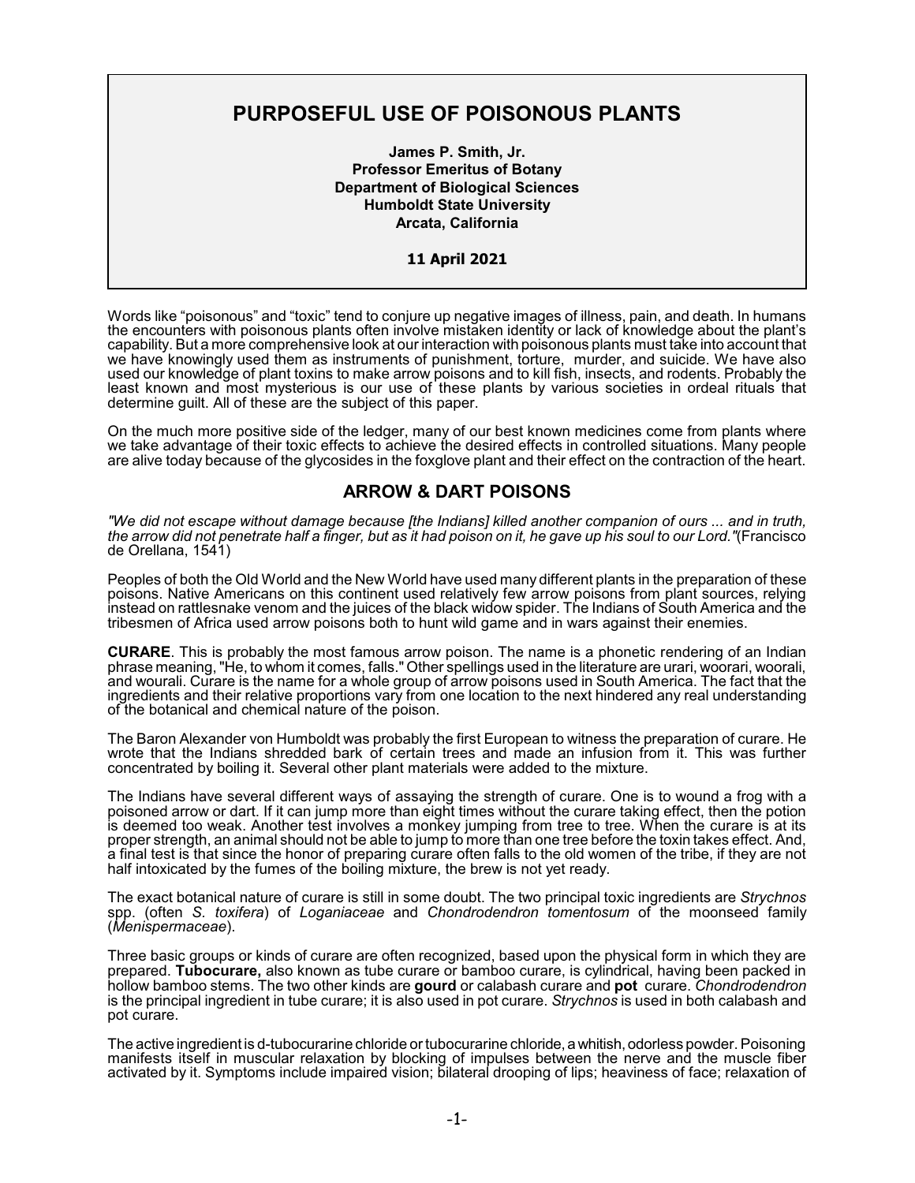# PURPOSEFUL USE OF POISONOUS PLANTS

**James P. Smith, Jr.**
**Professor Emeritus of Botany**
**Department of Biological Sciences**
**Humboldt State University**
**Arcata, California**

**11 April 2021**

Words like "poisonous" and "toxic" tend to conjure up negative images of illness, pain, and death. In humans the encounters with poisonous plants often involve mistaken identity or lack of knowledge about the plant's capability. But a more comprehensive look at our interaction with poisonous plants must take into account that we have knowingly used them as instruments of punishment, torture, murder, and suicide. We have also used our knowledge of plant toxins to make arrow poisons and to kill fish, insects, and rodents. Probably the least known and most mysterious is our use of these plants by various societies in ordeal rituals that determine guilt. All of these are the subject of this paper.

On the much more positive side of the ledger, many of our best known medicines come from plants where we take advantage of their toxic effects to achieve the desired effects in controlled situations. Many people are alive today because of the glycosides in the foxglove plant and their effect on the contraction of the heart.

## ARROW & DART POISONS

*"We did not escape without damage because [the Indians] killed another companion of ours ... and in truth, the arrow did not penetrate half a finger, but as it had poison on it, he gave up his soul to our Lord."*(Francisco de Orellana, 1541)

Peoples of both the Old World and the New World have used many different plants in the preparation of these poisons. Native Americans on this continent used relatively few arrow poisons from plant sources, relying instead on rattlesnake venom and the juices of the black widow spider. The Indians of South America and the tribesmen of Africa used arrow poisons both to hunt wild game and in wars against their enemies.

**CURARE**. This is probably the most famous arrow poison. The name is a phonetic rendering of an Indian phrase meaning, "He, to whom it comes, falls." Other spellings used in the literature are urari, woorari, woorali, and wourali. Curare is the name for a whole group of arrow poisons used in South America. The fact that the ingredients and their relative proportions vary from one location to the next hindered any real understanding of the botanical and chemical nature of the poison.

The Baron Alexander von Humboldt was probably the first European to witness the preparation of curare. He wrote that the Indians shredded bark of certain trees and made an infusion from it. This was further concentrated by boiling it. Several other plant materials were added to the mixture.

The Indians have several different ways of assaying the strength of curare. One is to wound a frog with a poisoned arrow or dart. If it can jump more than eight times without the curare taking effect, then the potion is deemed too weak. Another test involves a monkey jumping from tree to tree. When the curare is at its proper strength, an animal should not be able to jump to more than one tree before the toxin takes effect. And, a final test is that since the honor of preparing curare often falls to the old women of the tribe, if they are not half intoxicated by the fumes of the boiling mixture, the brew is not yet ready.

The exact botanical nature of curare is still in some doubt. The two principal toxic ingredients are *Strychnos* spp. (often *S. toxifera*) of *Loganiaceae* and *Chondrodendron tomentosum* of the moonseed family (*Menispermaceae*).

Three basic groups or kinds of curare are often recognized, based upon the physical form in which they are prepared. **Tubocurare,** also known as tube curare or bamboo curare, is cylindrical, having been packed in hollow bamboo stems. The two other kinds are **gourd** or calabash curare and **pot** curare. *Chondrodendron* is the principal ingredient in tube curare; it is also used in pot curare. *Strychnos* is used in both calabash and pot curare.

The active ingredient is d-tubocurarine chloride or tubocurarine chloride, a whitish, odorless powder. Poisoning manifests itself in muscular relaxation by blocking of impulses between the nerve and the muscle fiber activated by it. Symptoms include impaired vision; bilateral drooping of lips; heaviness of face; relaxation of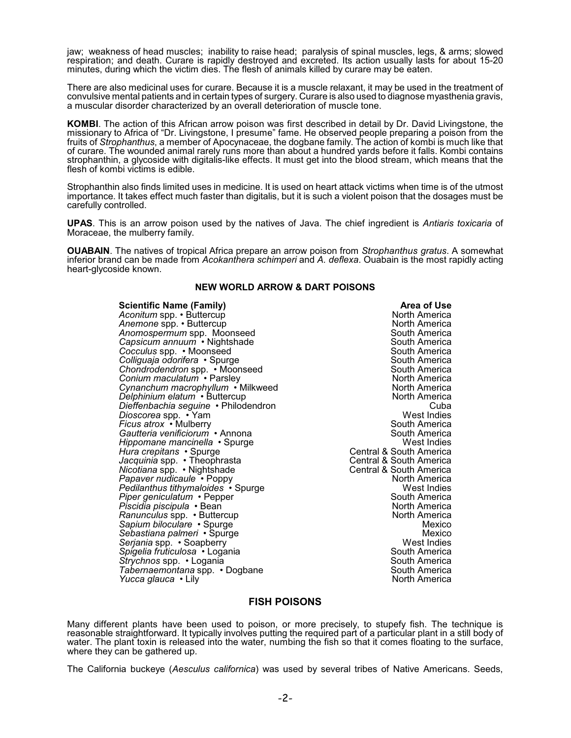jaw; weakness of head muscles; inability to raise head; paralysis of spinal muscles, legs, & arms; slowed respiration; and death. Curare is rapidly destroyed and excreted. Its action usually lasts for about 15-20 minutes, during which the victim dies. The flesh of animals killed by curare may be eaten.

There are also medicinal uses for curare. Because it is a muscle relaxant, it may be used in the treatment of convulsive mental patients and in certain types of surgery. Curare is also used to diagnose myasthenia gravis, a muscular disorder characterized by an overall deterioration of muscle tone.

**KOMBI**. The action of this African arrow poison was first described in detail by Dr. David Livingstone, the missionary to Africa of "Dr. Livingstone, I presume" fame. He observed people preparing a poison from the fruits of *Strophanthus*, a member of Apocynaceae, the dogbane family. The action of kombi is much like that of curare. The wounded animal rarely runs more than about a hundred yards before it falls. Kombi contains strophanthin, a glycoside with digitalis-like effects. It must get into the blood stream, which means that the flesh of kombi victims is edible.

Strophanthin also finds limited uses in medicine. It is used on heart attack victims when time is of the utmost importance. It takes effect much faster than digitalis, but it is such a violent poison that the dosages must be carefully controlled.

**UPAS**. This is an arrow poison used by the natives of Java. The chief ingredient is *Antiaris toxicaria* of Moraceae, the mulberry family.

**OUABAIN**. The natives of tropical Africa prepare an arrow poison from *Strophanthus gratus*. A somewhat inferior brand can be made from *Acokanthera schimperi* and *A. deflexa*. Ouabain is the most rapidly acting heart-glycoside known.

## NEW WORLD ARROW & DART POISONS

| Scientific Name (Family) | Area of Use |
|---|---|
| *Aconitum* spp. • Buttercup | North America |
| *Anemone* spp. • Buttercup | North America |
| *Anomospermum* spp. Moonseed | South America |
| *Capsicum annuum* • Nightshade | South America |
| *Cocculus* spp. • Moonseed | South America |
| *Colliguaja odorifera* • Spurge | South America |
| *Chondrodendron* spp. • Moonseed | South America |
| *Conium maculatum* • Parsley | North America |
| *Cynanchum macrophyllum* • Milkweed | North America |
| *Delphinium elatum* • Buttercup | North America |
| *Dieffenbachia seguine* • Philodendron | Cuba |
| *Dioscorea* spp. • Yam | West Indies |
| *Ficus atrox* • Mulberry | South America |
| *Gautteria venificiorum* • Annona | South America |
| *Hippomane mancinella* • Spurge | West Indies |
| *Hura crepitans* • Spurge | Central & South America |
| *Jacquinia* spp. • Theophrasta | Central & South America |
| *Nicotiana* spp. • Nightshade | Central & South America |
| *Papaver nudicaule* • Poppy | North America |
| *Pedilanthus tithymaloides* • Spurge | West Indies |
| *Piper geniculatum* • Pepper | South America |
| *Piscidia piscipula* • Bean | North America |
| *Ranunculus* spp. • Buttercup | North America |
| *Sapium biloculare* • Spurge | Mexico |
| *Sebastiana palmeri* • Spurge | Mexico |
| *Serjania* spp. • Soapberry | West Indies |
| *Spigelia fruticulosa* • Logania | South America |
| *Strychnos* spp. • Logania | South America |
| *Tabernaemontana* spp. • Dogbane | South America |
| *Yucca glauca* • Lily | North America |

## FISH POISONS

Many different plants have been used to poison, or more precisely, to stupefy fish. The technique is reasonable straightforward. It typically involves putting the required part of a particular plant in a still body of water. The plant toxin is released into the water, numbing the fish so that it comes floating to the surface, where they can be gathered up.

The California buckeye (*Aesculus californica*) was used by several tribes of Native Americans. Seeds,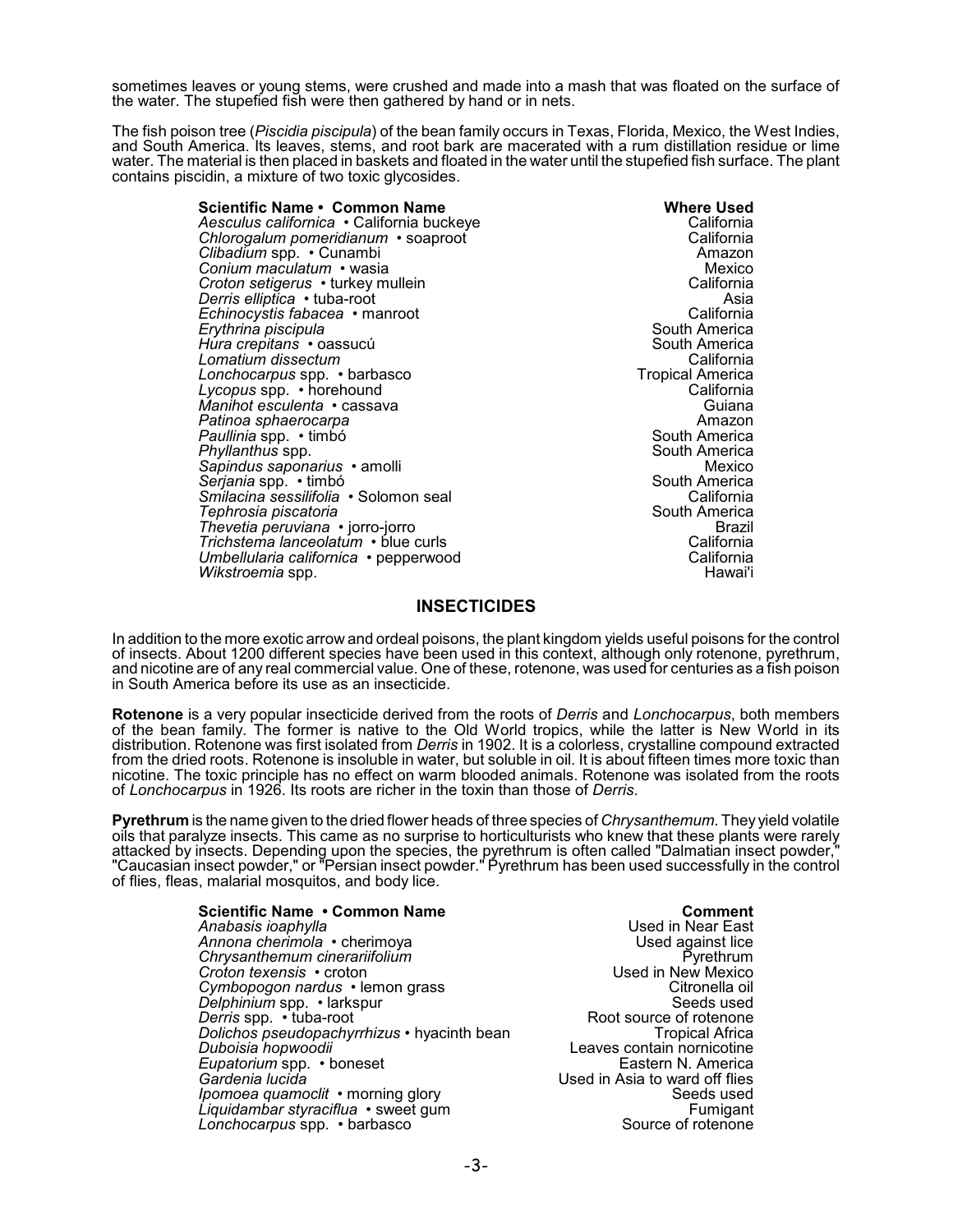sometimes leaves or young stems, were crushed and made into a mash that was floated on the surface of the water. The stupefied fish were then gathered by hand or in nets.

The fish poison tree (*Piscidia piscipula*) of the bean family occurs in Texas, Florida, Mexico, the West Indies, and South America. Its leaves, stems, and root bark are macerated with a rum distillation residue or lime water. The material is then placed in baskets and floated in the water until the stupefied fish surface. The plant contains piscidin, a mixture of two toxic glycosides.

| Scientific Name • Common Name | Where Used |
|---|---|
| *Aesculus californica* • California buckeye | California |
| *Chlorogalum pomeridianum* • soaproot | California |
| *Clibadium* spp. • Cunambi | Amazon |
| *Conium maculatum* • wasia | Mexico |
| *Croton setigerus* • turkey mullein | California |
| *Derris elliptica* • tuba-root | Asia |
| *Echinocystis fabacea* • manroot | California |
| *Erythrina piscipula* | South America |
| *Hura crepitans* • oassucú | South America |
| *Lomatium dissectum* | California |
| *Lonchocarpus* spp. • barbasco | Tropical America |
| *Lycopus* spp. • horehound | California |
| *Manihot esculenta* • cassava | Guiana |
| *Patinoa sphaerocarpa* | Amazon |
| *Paullinia* spp. • timbó | South America |
| *Phyllanthus* spp. | South America |
| *Sapindus saponarius* • amolli | Mexico |
| *Serjania* spp. • timbó | South America |
| *Smilacina sessilifolia* • Solomon seal | California |
| *Tephrosia piscatoria* | South America |
| *Thevetia peruviana* • jorro-jorro | Brazil |
| *Trichstema lanceolatum* • blue curls | California |
| *Umbellularia californica* • pepperwood | California |
| *Wikstroemia* spp. | Hawai'i |

## INSECTICIDES

In addition to the more exotic arrow and ordeal poisons, the plant kingdom yields useful poisons for the control of insects. About 1200 different species have been used in this context, although only rotenone, pyrethrum, and nicotine are of any real commercial value. One of these, rotenone, was used for centuries as a fish poison in South America before its use as an insecticide.

**Rotenone** is a very popular insecticide derived from the roots of *Derris* and *Lonchocarpus*, both members of the bean family. The former is native to the Old World tropics, while the latter is New World in its distribution. Rotenone was first isolated from *Derris* in 1902. It is a colorless, crystalline compound extracted from the dried roots. Rotenone is insoluble in water, but soluble in oil. It is about fifteen times more toxic than nicotine. The toxic principle has no effect on warm blooded animals. Rotenone was isolated from the roots of *Lonchocarpus* in 1926. Its roots are richer in the toxin than those of *Derris*.

**Pyrethrum** is the name given to the dried flower heads of three species of *Chrysanthemum*. They yield volatile oils that paralyze insects. This came as no surprise to horticulturists who knew that these plants were rarely attacked by insects. Depending upon the species, the pyrethrum is often called "Dalmatian insect powder," "Caucasian insect powder," or "Persian insect powder." Pyrethrum has been used successfully in the control of flies, fleas, malarial mosquitos, and body lice.

| Scientific Name • Common Name | Comment |
|---|---|
| *Anabasis ioaphylla* | Used in Near East |
| *Annona cherimola* • cherimoya | Used against lice |
| *Chrysanthemum cinerariifolium* | Pyrethrum |
| *Croton texensis* • croton | Used in New Mexico |
| *Cymbopogon nardus* • lemon grass | Citronella oil |
| *Delphinium* spp. • larkspur | Seeds used |
| *Derris* spp. • tuba-root | Root source of rotenone |
| *Dolichos pseudopachyrrhizus* • hyacinth bean | Tropical Africa |
| *Duboisia hopwoodii* | Leaves contain nornicotine |
| *Eupatorium* spp. • boneset | Eastern N. America |
| *Gardenia lucida* | Used in Asia to ward off flies |
| *Ipomoea quamoclit* • morning glory | Seeds used |
| *Liquidambar styraciflua* • sweet gum | Fumigant |
| *Lonchocarpus* spp. • barbasco | Source of rotenone |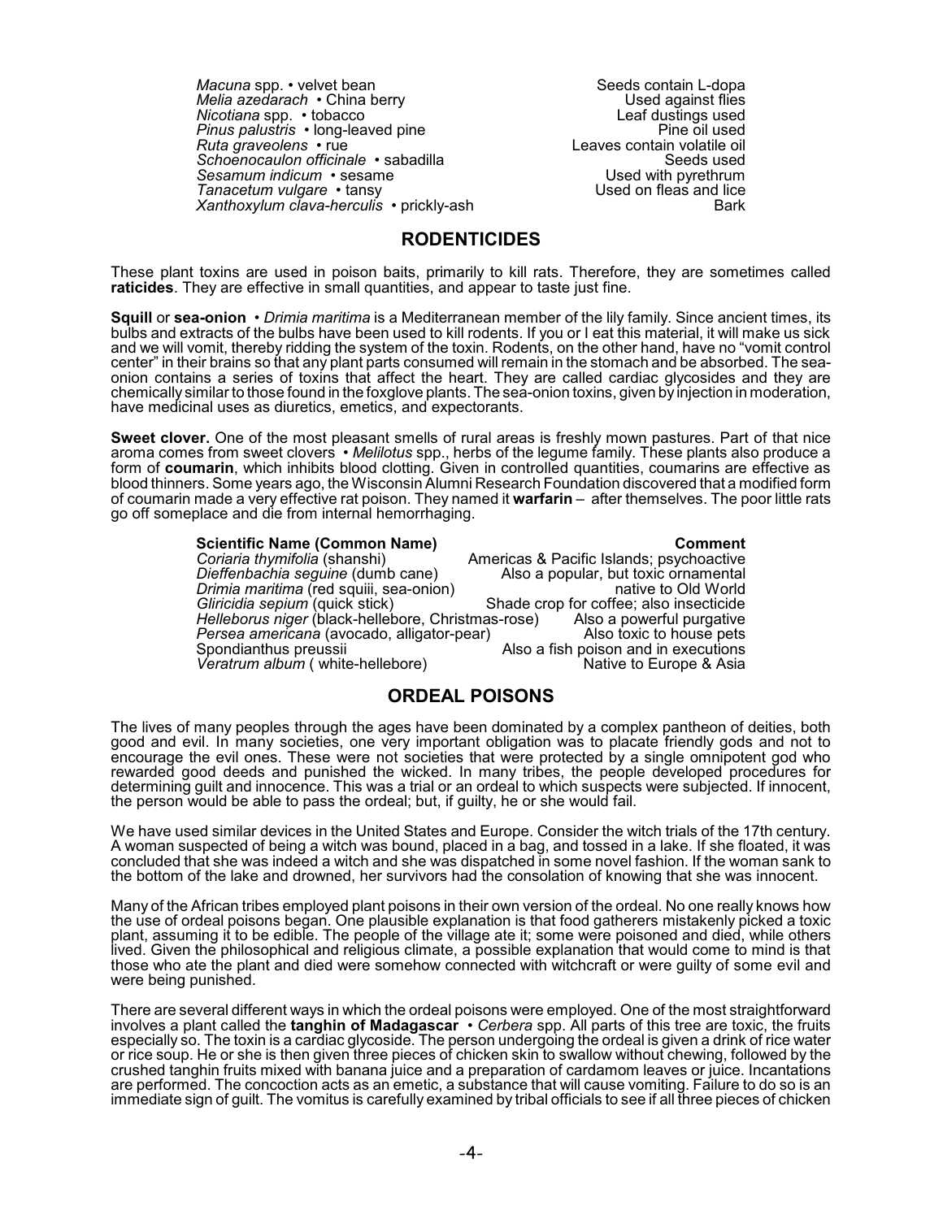| | |
|---|---|
| *Macuna* spp. • velvet bean | Seeds contain L-dopa |
| *Melia azedarach* • China berry | Used against flies |
| *Nicotiana* spp. • tobacco | Leaf dustings used |
| *Pinus palustris* • long-leaved pine | Pine oil used |
| *Ruta graveolens* • rue | Leaves contain volatile oil |
| *Schoenocaulon officinale* • sabadilla | Seeds used |
| *Sesamum indicum* • sesame | Used with pyrethrum |
| *Tanacetum vulgare* • tansy | Used on fleas and lice |
| *Xanthoxylum clava-herculis* • prickly-ash | Bark |

## RODENTICIDES

These plant toxins are used in poison baits, primarily to kill rats. Therefore, they are sometimes called **raticides**. They are effective in small quantities, and appear to taste just fine.

**Squill** or **sea-onion** • *Drimia maritima* is a Mediterranean member of the lily family. Since ancient times, its bulbs and extracts of the bulbs have been used to kill rodents. If you or I eat this material, it will make us sick and we will vomit, thereby ridding the system of the toxin. Rodents, on the other hand, have no "vomit control center" in their brains so that any plant parts consumed will remain in the stomach and be absorbed. The sea-onion contains a series of toxins that affect the heart. They are called cardiac glycosides and they are chemically similar to those found in the foxglove plants. The sea-onion toxins, given by injection in moderation, have medicinal uses as diuretics, emetics, and expectorants.

**Sweet clover.** One of the most pleasant smells of rural areas is freshly mown pastures. Part of that nice aroma comes from sweet clovers • *Melilotus* spp., herbs of the legume family. These plants also produce a form of **coumarin**, which inhibits blood clotting. Given in controlled quantities, coumarins are effective as blood thinners. Some years ago, the Wisconsin Alumni Research Foundation discovered that a modified form of coumarin made a very effective rat poison. They named it **warfarin** – after themselves. The poor little rats go off someplace and die from internal hemorrhaging.

| Scientific Name (Common Name) | Comment |
|---|---|
| *Coriaria thymifolia* (shanshi) | Americas & Pacific Islands; psychoactive |
| *Dieffenbachia seguine* (dumb cane) | Also a popular, but toxic ornamental |
| *Drimia maritima* (red squiii, sea-onion) | native to Old World |
| *Gliricidia sepium* (quick stick) | Shade crop for coffee; also insecticide |
| *Helleborus niger* (black-hellebore, Christmas-rose) | Also a powerful purgative |
| *Persea americana* (avocado, alligator-pear) | Also toxic to house pets |
| Spondianthus preussii | Also a fish poison and in executions |
| *Veratrum album* ( white-hellebore) | Native to Europe & Asia |

## ORDEAL POISONS

The lives of many peoples through the ages have been dominated by a complex pantheon of deities, both good and evil. In many societies, one very important obligation was to placate friendly gods and not to encourage the evil ones. These were not societies that were protected by a single omnipotent god who rewarded good deeds and punished the wicked. In many tribes, the people developed procedures for determining guilt and innocence. This was a trial or an ordeal to which suspects were subjected. If innocent, the person would be able to pass the ordeal; but, if guilty, he or she would fail.

We have used similar devices in the United States and Europe. Consider the witch trials of the 17th century. A woman suspected of being a witch was bound, placed in a bag, and tossed in a lake. If she floated, it was concluded that she was indeed a witch and she was dispatched in some novel fashion. If the woman sank to the bottom of the lake and drowned, her survivors had the consolation of knowing that she was innocent.

Many of the African tribes employed plant poisons in their own version of the ordeal. No one really knows how the use of ordeal poisons began. One plausible explanation is that food gatherers mistakenly picked a toxic plant, assuming it to be edible. The people of the village ate it; some were poisoned and died, while others lived. Given the philosophical and religious climate, a possible explanation that would come to mind is that those who ate the plant and died were somehow connected with witchcraft or were guilty of some evil and were being punished.

There are several different ways in which the ordeal poisons were employed. One of the most straightforward involves a plant called the **tanghin of Madagascar** • *Cerbera* spp. All parts of this tree are toxic, the fruits especially so. The toxin is a cardiac glycoside. The person undergoing the ordeal is given a drink of rice water or rice soup. He or she is then given three pieces of chicken skin to swallow without chewing, followed by the crushed tanghin fruits mixed with banana juice and a preparation of cardamom leaves or juice. Incantations are performed. The concoction acts as an emetic, a substance that will cause vomiting. Failure to do so is an immediate sign of guilt. The vomitus is carefully examined by tribal officials to see if all three pieces of chicken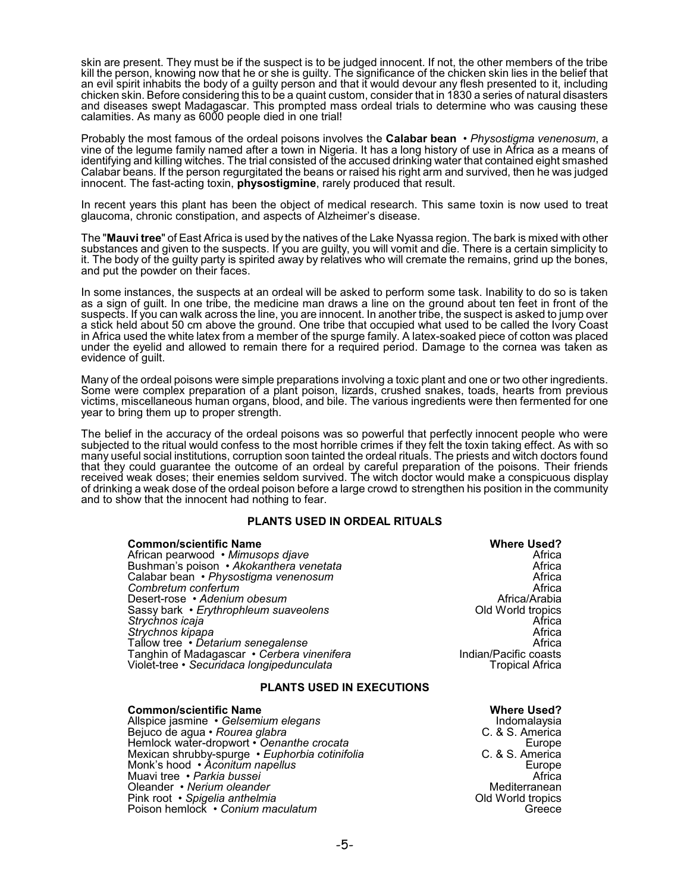skin are present. They must be if the suspect is to be judged innocent. If not, the other members of the tribe kill the person, knowing now that he or she is guilty. The significance of the chicken skin lies in the belief that an evil spirit inhabits the body of a guilty person and that it would devour any flesh presented to it, including chicken skin. Before considering this to be a quaint custom, consider that in 1830 a series of natural disasters and diseases swept Madagascar. This prompted mass ordeal trials to determine who was causing these calamities. As many as 6000 people died in one trial!

Probably the most famous of the ordeal poisons involves the **Calabar bean** • *Physostigma venenosum*, a vine of the legume family named after a town in Nigeria. It has a long history of use in Africa as a means of identifying and killing witches. The trial consisted of the accused drinking water that contained eight smashed Calabar beans. If the person regurgitated the beans or raised his right arm and survived, then he was judged innocent. The fast-acting toxin, **physostigmine**, rarely produced that result.

In recent years this plant has been the object of medical research. This same toxin is now used to treat glaucoma, chronic constipation, and aspects of Alzheimer's disease.

The "**Mauvi tree**" of East Africa is used by the natives of the Lake Nyassa region. The bark is mixed with other substances and given to the suspects. If you are guilty, you will vomit and die. There is a certain simplicity to it. The body of the guilty party is spirited away by relatives who will cremate the remains, grind up the bones, and put the powder on their faces.

In some instances, the suspects at an ordeal will be asked to perform some task. Inability to do so is taken as a sign of guilt. In one tribe, the medicine man draws a line on the ground about ten feet in front of the suspects. If you can walk across the line, you are innocent. In another tribe, the suspect is asked to jump over a stick held about 50 cm above the ground. One tribe that occupied what used to be called the Ivory Coast in Africa used the white latex from a member of the spurge family. A latex-soaked piece of cotton was placed under the eyelid and allowed to remain there for a required period. Damage to the cornea was taken as evidence of guilt.

Many of the ordeal poisons were simple preparations involving a toxic plant and one or two other ingredients. Some were complex preparation of a plant poison, lizards, crushed snakes, toads, hearts from previous victims, miscellaneous human organs, blood, and bile. The various ingredients were then fermented for one year to bring them up to proper strength.

The belief in the accuracy of the ordeal poisons was so powerful that perfectly innocent people who were subjected to the ritual would confess to the most horrible crimes if they felt the toxin taking effect. As with so many useful social institutions, corruption soon tainted the ordeal rituals. The priests and witch doctors found that they could guarantee the outcome of an ordeal by careful preparation of the poisons. Their friends received weak doses; their enemies seldom survived. The witch doctor would make a conspicuous display of drinking a weak dose of the ordeal poison before a large crowd to strengthen his position in the community and to show that the innocent had nothing to fear.

## PLANTS USED IN ORDEAL RITUALS

| Common/scientific Name | Where Used? |
|---|---|
| African pearwood • *Mimusops djave* | Africa |
| Bushman's poison • *Akokanthera venetata* | Africa |
| Calabar bean • *Physostigma venenosum* | Africa |
| *Combretum confertum* | Africa |
| Desert-rose • *Adenium obesum* | Africa/Arabia |
| Sassy bark • *Erythrophleum suaveolens* | Old World tropics |
| *Strychnos icaja* | Africa |
| *Strychnos kipapa* | Africa |
| Tallow tree • *Detarium senegalense* | Africa |
| Tanghin of Madagascar • *Cerbera vinenifera* | Indian/Pacific coasts |
| Violet-tree • *Securidaca longipedunculata* | Tropical Africa |

## PLANTS USED IN EXECUTIONS

| Common/scientific Name | Where Used? |
|---|---|
| Allspice jasmine • *Gelsemium elegans* | Indomalaysia |
| Bejuco de agua • *Rourea glabra* | C. & S. America |
| Hemlock water-dropwort • *Oenanthe crocata* | Europe |
| Mexican shrubby-spurge • *Euphorbia cotinifolia* | C. & S. America |
| Monk's hood • *Aconitum napellus* | Europe |
| Muavi tree • *Parkia bussei* | Africa |
| Oleander • *Nerium oleander* | Mediterranean |
| Pink root • *Spigelia anthelmia* | Old World tropics |
| Poison hemlock • *Conium maculatum* | Greece |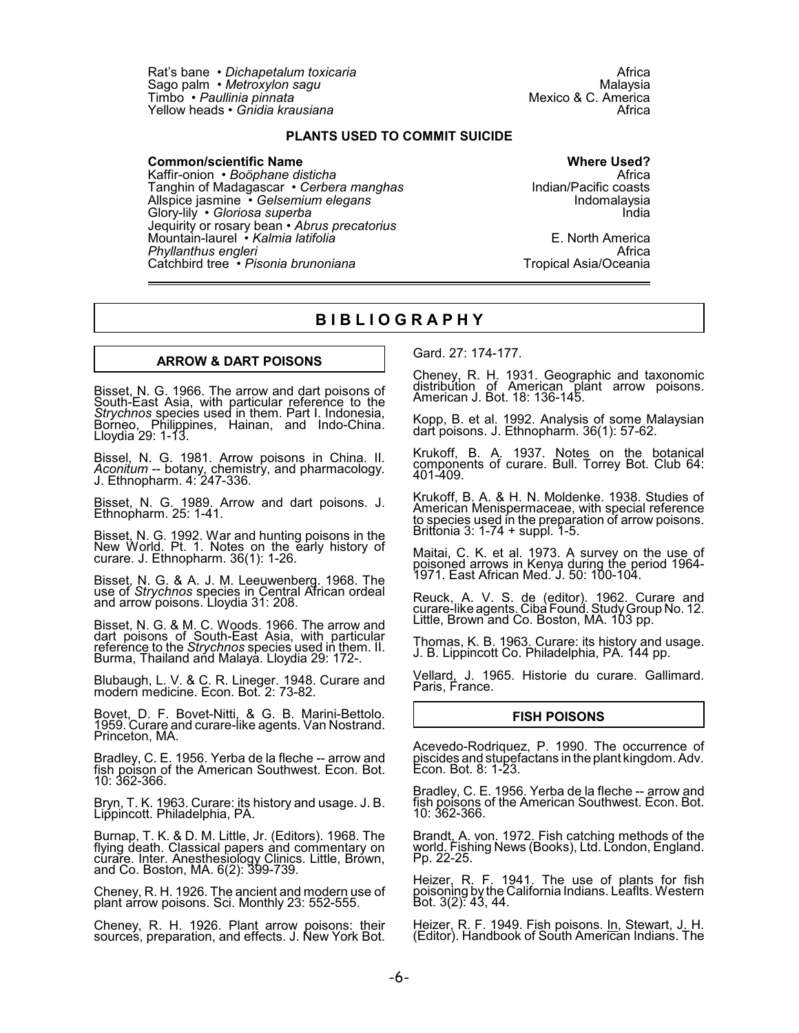| | |
|---|---|
| Rat's bane • *Dichapetalum toxicaria* | Africa |
| Sago palm • *Metroxylon sagu* | Malaysia |
| Timbo • *Paullinia pinnata* | Mexico & C. America |
| Yellow heads • *Gnidia krausiana* | Africa |

### PLANTS USED TO COMMIT SUICIDE

| Common/scientific Name | Where Used? |
|---|---|
| Kaffir-onion • *Boöphane disticha* | Africa |
| Tanghin of Madagascar • *Cerbera manghas* | Indian/Pacific coasts |
| Allspice jasmine • *Gelsemium elegans* | Indomalaysia |
| Glory-lily • *Gloriosa superba* | India |
| Jequirity or rosary bean • *Abrus precatorius* | |
| Mountain-laurel • *Kalmia latifolia* | E. North America |
| *Phyllanthus engleri* | Africa |
| Catchbird tree • *Pisonia brunoniana* | Tropical Asia/Oceania |

## BIBLIOGRAPHY

### ARROW & DART POISONS

Bisset, N. G. 1966. The arrow and dart poisons of South-East Asia, with particular reference to the *Strychnos* species used in them. Part I. Indonesia, Borneo, Philippines, Hainan, and Indo-China. Lloydia 29: 1-13.

Bissel, N. G. 1981. Arrow poisons in China. II. *Aconitum* -- botany, chemistry, and pharmacology. J. Ethnopharm. 4: 247-336.

Bisset, N. G. 1989. Arrow and dart poisons. J. Ethnopharm. 25: 1-41.

Bisset, N. G. 1992. War and hunting poisons in the New World. Pt. 1. Notes on the early history of curare. J. Ethnopharm. 36(1): 1-26.

Bisset, N. G. & A. J. M. Leeuwenberg. 1968. The use of *Strychnos* species in Central African ordeal and arrow poisons. Lloydia 31: 208.

Bisset, N. G. & M. C. Woods. 1966. The arrow and dart poisons of South-East Asia, with particular reference to the *Strychnos* species used in them. II. Burma, Thailand and Malaya. Lloydia 29: 172-.

Blubaugh, L. V. & C. R. Lineger. 1948. Curare and modern medicine. Econ. Bot. 2: 73-82.

Bovet, D. F. Bovet-Nitti, & G. B. Marini-Bettolo. 1959. Curare and curare-like agents. Van Nostrand. Princeton, MA.

Bradley, C. E. 1956. Yerba de la fleche -- arrow and fish poison of the American Southwest. Econ. Bot. 10: 362-366.

Bryn, T. K. 1963. Curare: its history and usage. J. B. Lippincott. Philadelphia, PA.

Burnap, T. K. & D. M. Little, Jr. (Editors). 1968. The flying death. Classical papers and commentary on curare. Inter. Anesthesiology Clinics. Little, Brown, and Co. Boston, MA. 6(2): 399-739.

Cheney, R. H. 1926. The ancient and modern use of plant arrow poisons. Sci. Monthly 23: 552-555.

Cheney, R. H. 1926. Plant arrow poisons: their sources, preparation, and effects. J. New York Bot. Gard. 27: 174-177.

Cheney, R. H. 1931. Geographic and taxonomic distribution of American plant arrow poisons. American J. Bot. 18: 136-145.

Kopp, B. et al. 1992. Analysis of some Malaysian dart poisons. J. Ethnopharm. 36(1): 57-62.

Krukoff, B. A. 1937. Notes on the botanical components of curare. Bull. Torrey Bot. Club 64: 401-409.

Krukoff, B. A. & H. N. Moldenke. 1938. Studies of American Menispermaceae, with special reference to species used in the preparation of arrow poisons. Brittonia 3: 1-74 + suppl. 1-5.

Maitai, C. K. et al. 1973. A survey on the use of poisoned arrows in Kenya during the period 1964-1971. East African Med. J. 50: 100-104.

Reuck, A. V. S. de (editor). 1962. Curare and curare-like agents. Ciba Found. Study Group No. 12. Little, Brown and Co. Boston, MA. 103 pp.

Thomas, K. B. 1963. Curare: its history and usage. J. B. Lippincott Co. Philadelphia, PA. 144 pp.

Vellard, J. 1965. Historie du curare. Gallimard. Paris, France.

### FISH POISONS

Acevedo-Rodriquez, P. 1990. The occurrence of piscides and stupefactans in the plant kingdom. Adv. Econ. Bot. 8: 1-23.

Bradley, C. E. 1956. Yerba de la fleche -- arrow and fish poisons of the American Southwest. Econ. Bot. 10: 362-366.

Brandt, A. von. 1972. Fish catching methods of the world. Fishing News (Books), Ltd. London, England. Pp. 22-25.

Heizer, R. F. 1941. The use of plants for fish poisoning by the California Indians. Leaflts. Western Bot. 3(2): 43, 44.

Heizer, R. F. 1949. Fish poisons. In, Stewart, J. H. (Editor). Handbook of South American Indians. The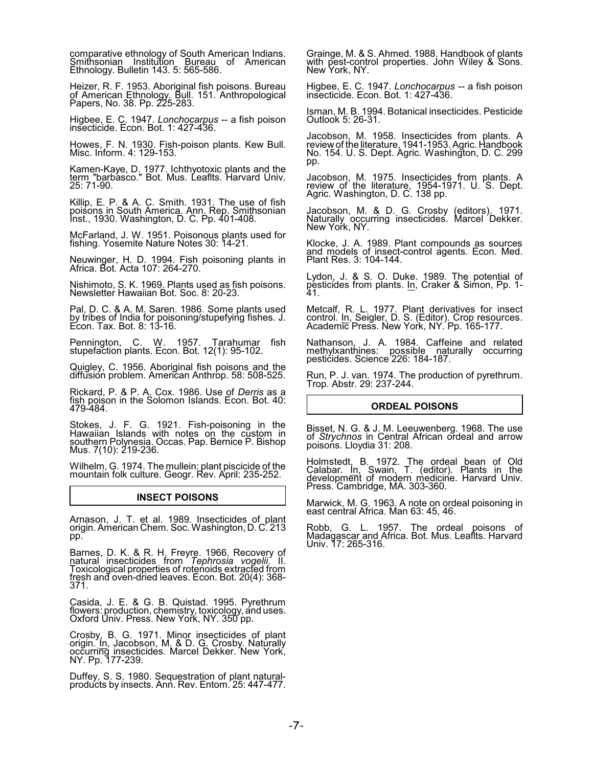comparative ethnology of South American Indians. Smithsonian Institution Bureau of American Ethnology. Bulletin 143. 5: 565-586.

Heizer, R. F. 1953. Aboriginal fish poisons. Bureau of American Ethnology. Bull. 151. Anthropological Papers, No. 38. Pp. 225-283.

Higbee, E. C. 1947. *Lonchocarpus* -- a fish poison insecticide. Econ. Bot. 1: 427-436.

Howes, F. N. 1930. Fish-poison plants. Kew Bull. Misc. Inform. 4: 129-153.

Kamen-Kaye, D. 1977. Ichthyotoxic plants and the term "barbasco." Bot. Mus. Leaflts. Harvard Univ. 25: 71-90.

Killip, E. P. & A. C. Smith. 1931. The use of fish poisons in South America. Ann. Rep. Smithsonian Inst., 1930. Washington, D. C. Pp. 401-408.

McFarland, J. W. 1951. Poisonous plants used for fishing. Yosemite Nature Notes 30: 14-21.

Neuwinger, H. D. 1994. Fish poisoning plants in Africa. Bot. Acta 107: 264-270.

Nishimoto, S. K. 1969. Plants used as fish poisons. Newsletter Hawaiian Bot. Soc. 8: 20-23.

Pal, D. C. & A. M. Saren. 1986. Some plants used by tribes of India for poisoning/stupefying fishes. J. Econ. Tax. Bot. 8: 13-16.

Pennington, C. W. 1957. Tarahumar fish stupefaction plants. Econ. Bot. 12(1): 95-102.

Quigley, C. 1956. Aboriginal fish poisons and the diffusion problem. American Anthrop. 58: 508-525.

Rickard, P. & P. A. Cox. 1986. Use of *Derris* as a fish poison in the Solomon Islands. Econ. Bot. 40: 479-484.

Stokes, J. F. G. 1921. Fish-poisoning in the Hawaiian Islands with notes on the custom in southern Polynesia. Occas. Pap. Bernice P. Bishop Mus. 7(10): 219-236.

Wilhelm, G. 1974. The mullein: plant piscicide of the mountain folk culture. Geogr. Rev. April: 235-252.

## INSECT POISONS

Arnason, J. T. et al. 1989. Insecticides of plant origin. American Chem. Soc. Washington, D. C. 213 pp.

Barnes, D. K. & R. H. Freyre. 1966. Recovery of natural insecticides from *Tephrosia vogelii*. II. Toxicological properties of rotenoids extracted from fresh and oven-dried leaves. Econ. Bot. 20(4): 368-371.

Casida, J. E. & G. B. Quistad. 1995. Pyrethrum flowers: production, chemistry, toxicology, and uses. Oxford Univ. Press. New York, NY. 350 pp.

Crosby, B. G. 1971. Minor insecticides of plant origin. In, Jacobson, M. & D. G. Crosby. Naturally occurring insecticides. Marcel Dekker. New York, NY. Pp. 177-239.

Duffey, S. S. 1980. Sequestration of plant natural-products by insects. Ann. Rev. Entom. 25: 447-477.

Grainge, M. & S. Ahmed. 1988. Handbook of plants with pest-control properties. John Wiley & Sons. New York, NY.

Higbee, E. C. 1947. *Lonchocarpus* -- a fish poison insecticide. Econ. Bot. 1: 427-436.

Isman, M. B. 1994. Botanical insecticides. Pesticide Outlook 5: 26-31.

Jacobson, M. 1958. Insecticides from plants. A review of the literature, 1941-1953. Agric. Handbook No. 154. U. S. Dept. Agric. Washington, D. C. 299 pp.

Jacobson, M. 1975. Insecticides from plants. A review of the literature, 1954-1971. U. S. Dept. Agric. Washington, D. C. 138 pp.

Jacobson, M. & D. G. Crosby (editors). 1971. Naturally occurring insecticides. Marcel Dekker. New York, NY.

Klocke, J. A. 1989. Plant compounds as sources and models of insect-control agents. Econ. Med. Plant Res. 3: 104-144.

Lydon, J. & S. O. Duke. 1989. The potential of pesticides from plants. In, Craker & Simon, Pp. 1-41.

Metcalf, R. L. 1977. Plant derivatives for insect control. In, Seigler, D. S. (Editor). Crop resources. Academic Press. New York, NY. Pp. 165-177.

Nathanson, J. A. 1984. Caffeine and related methylxanthines: possible naturally occurring pesticides. Science 226: 184-187.

Run, P. J. van. 1974. The production of pyrethrum. Trop. Abstr. 29: 237-244.

## ORDEAL POISONS

Bisset, N. G. & J. M. Leeuwenberg. 1968. The use of *Strychnos* in Central African ordeal and arrow poisons. Lloydia 31: 208.

Holmstedt, B. 1972. The ordeal bean of Old Calabar. In, Swain, T. (editor). Plants in the development of modern medicine. Harvard Univ. Press. Cambridge, MA. 303-360.

Marwick, M. G. 1963. A note on ordeal poisoning in east central Africa. Man 63: 45, 46.

Robb, G. L. 1957. The ordeal poisons of Madagascar and Africa. Bot. Mus. Leaflts. Harvard Univ. 17: 265-316.